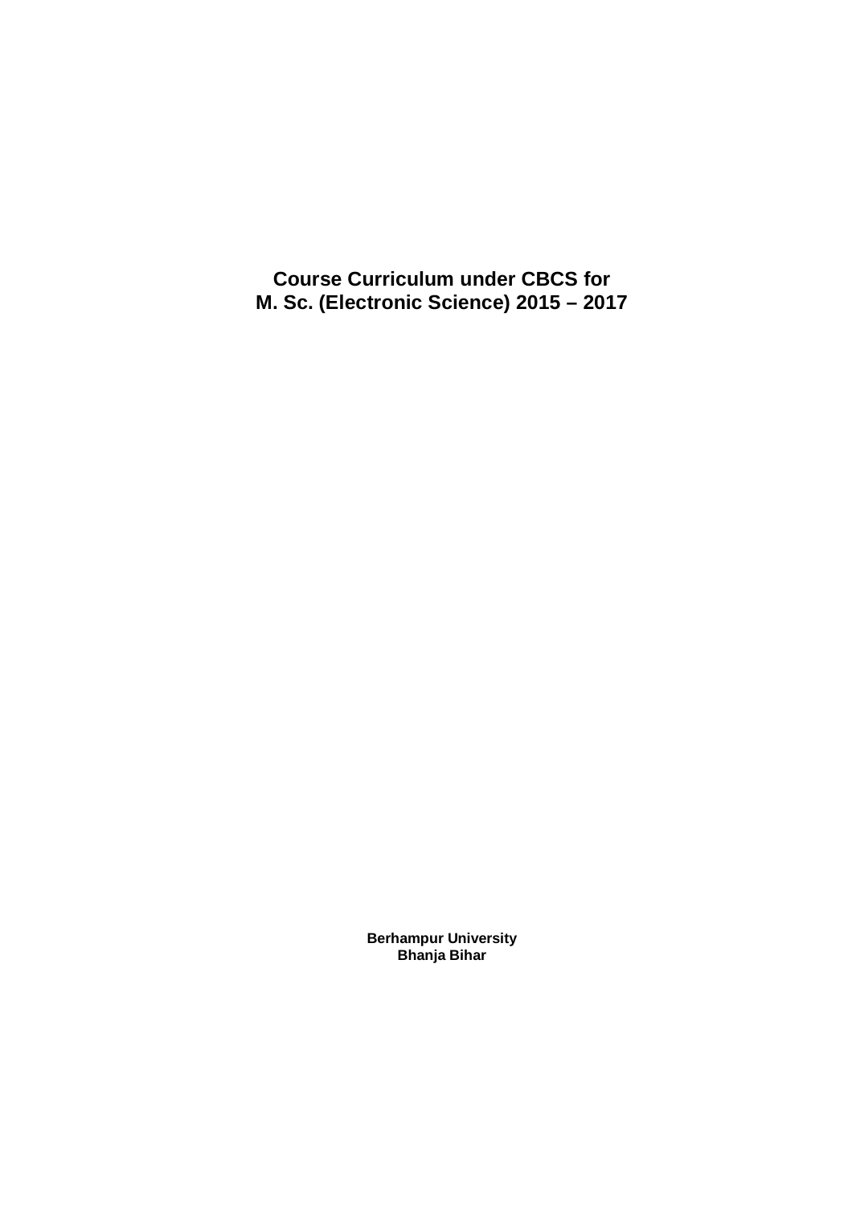# Course Curriculum under CBCS for M. Sc. (Electronic Science) 2015 – 2017

**Berhampur University**
**Bhanja Bihar**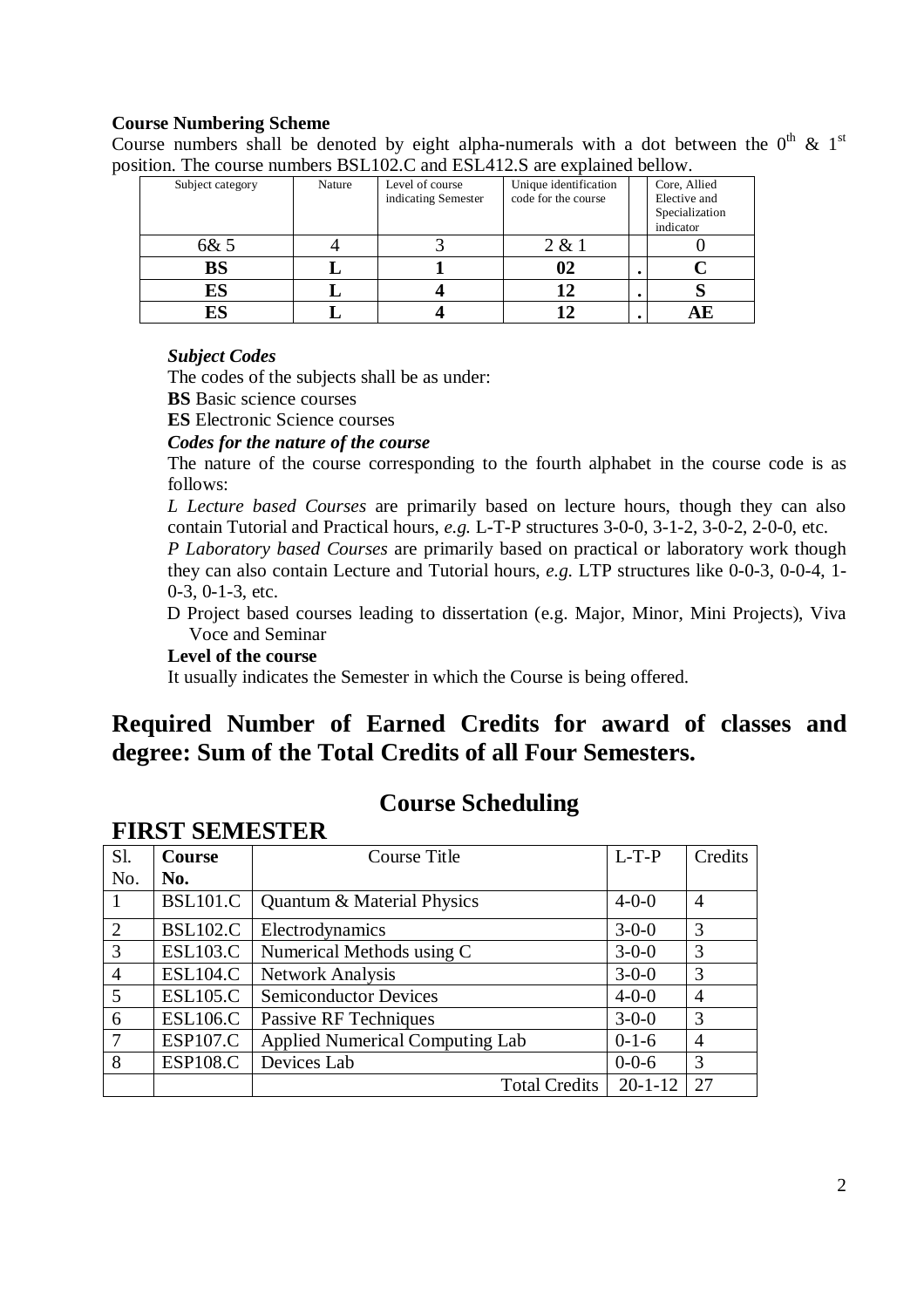**Course Numbering Scheme**

Course numbers shall be denoted by eight alpha-numerals with a dot between the $0^{th}$ & $1^{st}$ position. The course numbers BSL102.C and ESL412.S are explained bellow.

| Subject category | Nature | Level of course indicating Semester | Unique identification code for the course | | Core, Allied Elective and Specialization indicator |
|---|---|---|---|---|---|
| 6& 5 | 4 | 3 | 2 & 1 | | 0 |
| **BS** | **L** | **1** | **02** | **.** | **C** |
| **ES** | **L** | **4** | **12** | **.** | **S** |
| **ES** | **L** | **4** | **12** | **.** | **AE** |

***Subject Codes***

The codes of the subjects shall be as under:

**BS** Basic science courses

**ES** Electronic Science courses

***Codes for the nature of the course***

The nature of the course corresponding to the fourth alphabet in the course code is as follows:

*L Lecture based Courses* are primarily based on lecture hours, though they can also contain Tutorial and Practical hours, *e.g.* L-T-P structures 3-0-0, 3-1-2, 3-0-2, 2-0-0, etc.

*P Laboratory based Courses* are primarily based on practical or laboratory work though they can also contain Lecture and Tutorial hours, *e.g.* LTP structures like 0-0-3, 0-0-4, 1-0-3, 0-1-3, etc.

D Project based courses leading to dissertation (e.g. Major, Minor, Mini Projects), Viva Voce and Seminar

**Level of the course**

It usually indicates the Semester in which the Course is being offered.

## Required Number of Earned Credits for award of classes and degree: Sum of the Total Credits of all Four Semesters.

## Course Scheduling

## FIRST SEMESTER

| Sl. No. | Course No. | Course Title | L-T-P | Credits |
|---|---|---|---|---|
| 1 | BSL101.C | Quantum & Material Physics | 4-0-0 | 4 |
| 2 | BSL102.C | Electrodynamics | 3-0-0 | 3 |
| 3 | ESL103.C | Numerical Methods using C | 3-0-0 | 3 |
| 4 | ESL104.C | Network Analysis | 3-0-0 | 3 |
| 5 | ESL105.C | Semiconductor Devices | 4-0-0 | 4 |
| 6 | ESL106.C | Passive RF Techniques | 3-0-0 | 3 |
| 7 | ESP107.C | Applied Numerical Computing Lab | 0-1-6 | 4 |
| 8 | ESP108.C | Devices Lab | 0-0-6 | 3 |
| | | Total Credits | 20-1-12 | 27 |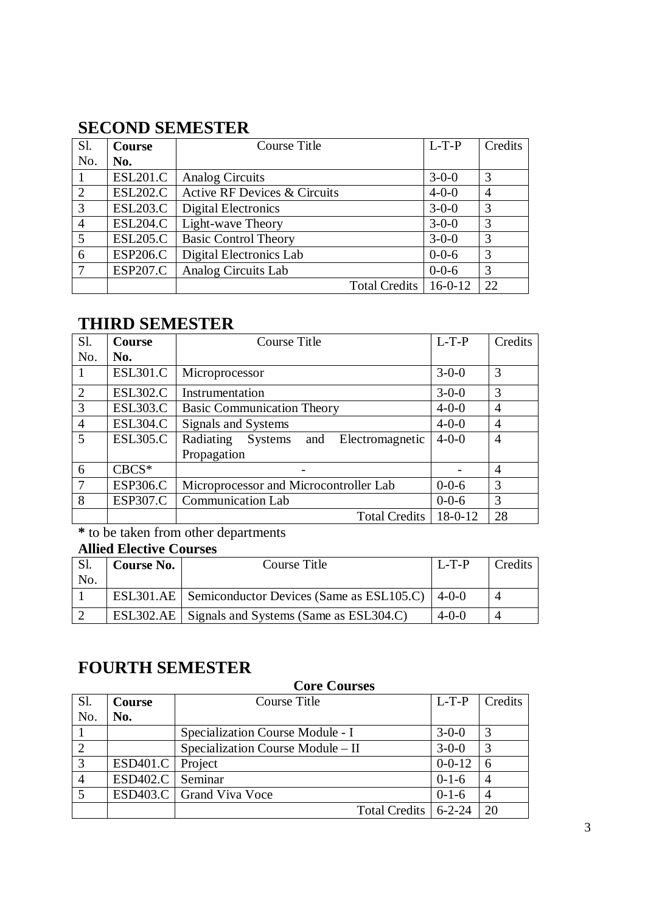## SECOND SEMESTER

| Sl. No. | **Course No.** | Course Title | L-T-P | Credits |
|---|---|---|---|---|
| 1 | ESL201.C | Analog Circuits | 3-0-0 | 3 |
| 2 | ESL202.C | Active RF Devices & Circuits | 4-0-0 | 4 |
| 3 | ESL203.C | Digital Electronics | 3-0-0 | 3 |
| 4 | ESL204.C | Light-wave Theory | 3-0-0 | 3 |
| 5 | ESL205.C | Basic Control Theory | 3-0-0 | 3 |
| 6 | ESP206.C | Digital Electronics Lab | 0-0-6 | 3 |
| 7 | ESP207.C | Analog Circuits Lab | 0-0-6 | 3 |
| | | Total Credits | 16-0-12 | 22 |

## THIRD SEMESTER

| Sl. No. | **Course No.** | Course Title | L-T-P | Credits |
|---|---|---|---|---|
| 1 | ESL301.C | Microprocessor | 3-0-0 | 3 |
| 2 | ESL302.C | Instrumentation | 3-0-0 | 3 |
| 3 | ESL303.C | Basic Communication Theory | 4-0-0 | 4 |
| 4 | ESL304.C | Signals and Systems | 4-0-0 | 4 |
| 5 | ESL305.C | Radiating Systems and Electromagnetic Propagation | 4-0-0 | 4 |
| 6 | CBCS* | - | - | 4 |
| 7 | ESP306.C | Microprocessor and Microcontroller Lab | 0-0-6 | 3 |
| 8 | ESP307.C | Communication Lab | 0-0-6 | 3 |
| | | Total Credits | 18-0-12 | 28 |

**\*** to be taken from other departments

**Allied Elective Courses**

| Sl. No. | **Course No.** | Course Title | L-T-P | Credits |
|---|---|---|---|---|
| 1 | ESL301.AE | Semiconductor Devices (Same as ESL105.C) | 4-0-0 | 4 |
| 2 | ESL302.AE | Signals and Systems (Same as ESL304.C) | 4-0-0 | 4 |

## FOURTH SEMESTER

**Core Courses**

| Sl. No. | **Course No.** | Course Title | L-T-P | Credits |
|---|---|---|---|---|
| 1 | | Specialization Course Module - I | 3-0-0 | 3 |
| 2 | | Specialization Course Module – II | 3-0-0 | 3 |
| 3 | ESD401.C | Project | 0-0-12 | 6 |
| 4 | ESD402.C | Seminar | 0-1-6 | 4 |
| 5 | ESD403.C | Grand Viva Voce | 0-1-6 | 4 |
| | | Total Credits | 6-2-24 | 20 |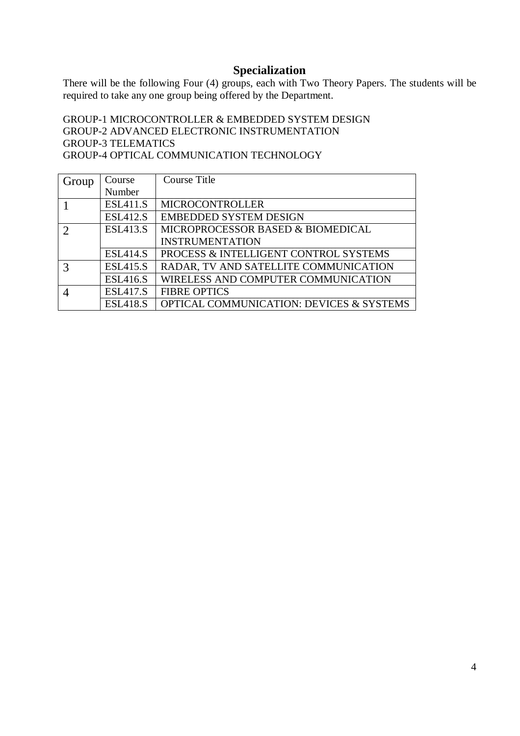## Specialization

There will be the following Four (4) groups, each with Two Theory Papers. The students will be required to take any one group being offered by the Department.

GROUP-1 MICROCONTROLLER & EMBEDDED SYSTEM DESIGN
GROUP-2 ADVANCED ELECTRONIC INSTRUMENTATION
GROUP-3 TELEMATICS
GROUP-4 OPTICAL COMMUNICATION TECHNOLOGY

| Group | Course Number | Course Title |
|---|---|---|
| 1 | ESL411.S | MICROCONTROLLER |
| | ESL412.S | EMBEDDED SYSTEM DESIGN |
| 2 | ESL413.S | MICROPROCESSOR BASED & BIOMEDICAL INSTRUMENTATION |
| | ESL414.S | PROCESS & INTELLIGENT CONTROL SYSTEMS |
| 3 | ESL415.S | RADAR, TV AND SATELLITE COMMUNICATION |
| | ESL416.S | WIRELESS AND COMPUTER COMMUNICATION |
| 4 | ESL417.S | FIBRE OPTICS |
| | ESL418.S | OPTICAL COMMUNICATION: DEVICES & SYSTEMS |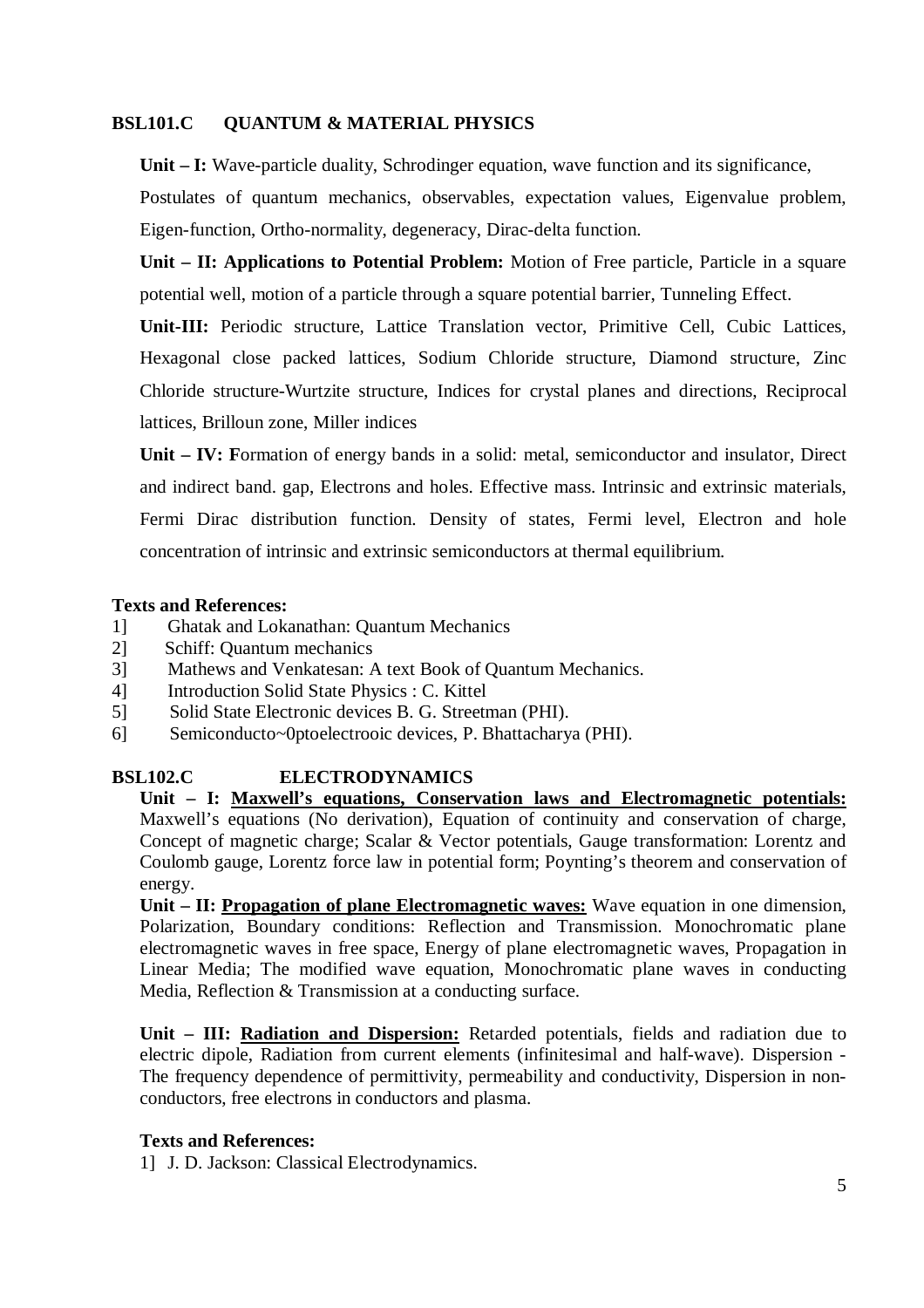### BSL101.C QUANTUM & MATERIAL PHYSICS

**Unit – I:** Wave-particle duality, Schrodinger equation, wave function and its significance, Postulates of quantum mechanics, observables, expectation values, Eigenvalue problem, Eigen-function, Ortho-normality, degeneracy, Dirac-delta function.

**Unit – II: Applications to Potential Problem:** Motion of Free particle, Particle in a square potential well, motion of a particle through a square potential barrier, Tunneling Effect.

**Unit-III:** Periodic structure, Lattice Translation vector, Primitive Cell, Cubic Lattices, Hexagonal close packed lattices, Sodium Chloride structure, Diamond structure, Zinc Chloride structure-Wurtzite structure, Indices for crystal planes and directions, Reciprocal lattices, Brilloun zone, Miller indices

**Unit – IV: F**ormation of energy bands in a solid: metal, semiconductor and insulator, Direct and indirect band. gap, Electrons and holes. Effective mass. Intrinsic and extrinsic materials, Fermi Dirac distribution function. Density of states, Fermi level, Electron and hole concentration of intrinsic and extrinsic semiconductors at thermal equilibrium.

**Texts and References:**

1] Ghatak and Lokanathan: Quantum Mechanics
2] Schiff: Quantum mechanics
3] Mathews and Venkatesan: A text Book of Quantum Mechanics.
4] Introduction Solid State Physics : C. Kittel
5] Solid State Electronic devices B. G. Streetman (PHI).
6] Semiconducto~0ptoelectrooic devices, P. Bhattacharya (PHI).

### BSL102.C ELECTRODYNAMICS

**Unit – I: <u>Maxwell's equations, Conservation laws and Electromagnetic potentials:</u>** Maxwell's equations (No derivation), Equation of continuity and conservation of charge, Concept of magnetic charge; Scalar & Vector potentials, Gauge transformation: Lorentz and Coulomb gauge, Lorentz force law in potential form; Poynting's theorem and conservation of energy.

**Unit – II: <u>Propagation of plane Electromagnetic waves:</u>** Wave equation in one dimension, Polarization, Boundary conditions: Reflection and Transmission. Monochromatic plane electromagnetic waves in free space, Energy of plane electromagnetic waves, Propagation in Linear Media; The modified wave equation, Monochromatic plane waves in conducting Media, Reflection & Transmission at a conducting surface.

**Unit – III: <u>Radiation and Dispersion:</u>** Retarded potentials, fields and radiation due to electric dipole, Radiation from current elements (infinitesimal and half-wave). Dispersion - The frequency dependence of permittivity, permeability and conductivity, Dispersion in non-conductors, free electrons in conductors and plasma.

**Texts and References:**

1] J. D. Jackson: Classical Electrodynamics.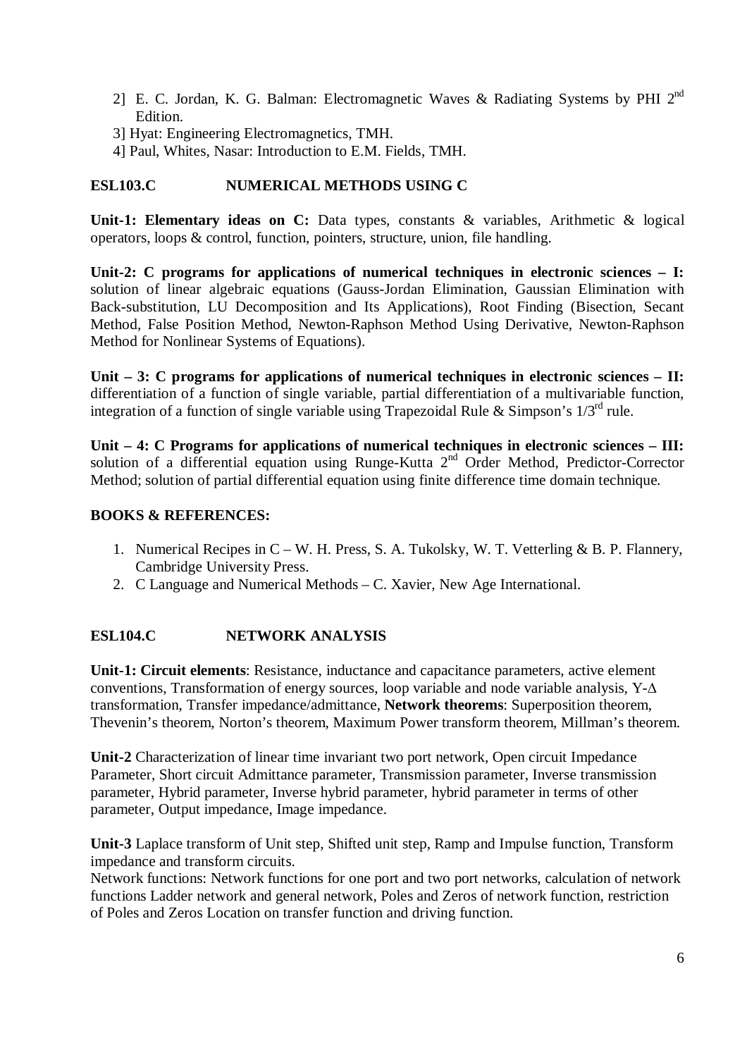2] E. C. Jordan, K. G. Balman: Electromagnetic Waves & Radiating Systems by PHI 2nd Edition.

3] Hyat: Engineering Electromagnetics, TMH.

4] Paul, Whites, Nasar: Introduction to E.M. Fields, TMH.

## ESL103.C NUMERICAL METHODS USING C

**Unit-1: Elementary ideas on C:** Data types, constants & variables, Arithmetic & logical operators, loops & control, function, pointers, structure, union, file handling.

**Unit-2: C programs for applications of numerical techniques in electronic sciences – I:** solution of linear algebraic equations (Gauss-Jordan Elimination, Gaussian Elimination with Back-substitution, LU Decomposition and Its Applications), Root Finding (Bisection, Secant Method, False Position Method, Newton-Raphson Method Using Derivative, Newton-Raphson Method for Nonlinear Systems of Equations).

**Unit – 3: C programs for applications of numerical techniques in electronic sciences – II:** differentiation of a function of single variable, partial differentiation of a multivariable function, integration of a function of single variable using Trapezoidal Rule & Simpson's $1/3^{rd}$ rule.

**Unit – 4: C Programs for applications of numerical techniques in electronic sciences – III:** solution of a differential equation using Runge-Kutta $2^{nd}$ Order Method, Predictor-Corrector Method; solution of partial differential equation using finite difference time domain technique.

**BOOKS & REFERENCES:**

1. Numerical Recipes in C – W. H. Press, S. A. Tukolsky, W. T. Vetterling & B. P. Flannery, Cambridge University Press.
2. C Language and Numerical Methods – C. Xavier, New Age International.

## ESL104.C NETWORK ANALYSIS

**Unit-1: Circuit elements**: Resistance, inductance and capacitance parameters, active element conventions, Transformation of energy sources, loop variable and node variable analysis, Y-$\Delta$ transformation, Transfer impedance/admittance, **Network theorems**: Superposition theorem, Thevenin's theorem, Norton's theorem, Maximum Power transform theorem, Millman's theorem.

**Unit-2** Characterization of linear time invariant two port network, Open circuit Impedance Parameter, Short circuit Admittance parameter, Transmission parameter, Inverse transmission parameter, Hybrid parameter, Inverse hybrid parameter, hybrid parameter in terms of other parameter, Output impedance, Image impedance.

**Unit-3** Laplace transform of Unit step, Shifted unit step, Ramp and Impulse function, Transform impedance and transform circuits.

Network functions: Network functions for one port and two port networks, calculation of network functions Ladder network and general network, Poles and Zeros of network function, restriction of Poles and Zeros Location on transfer function and driving function.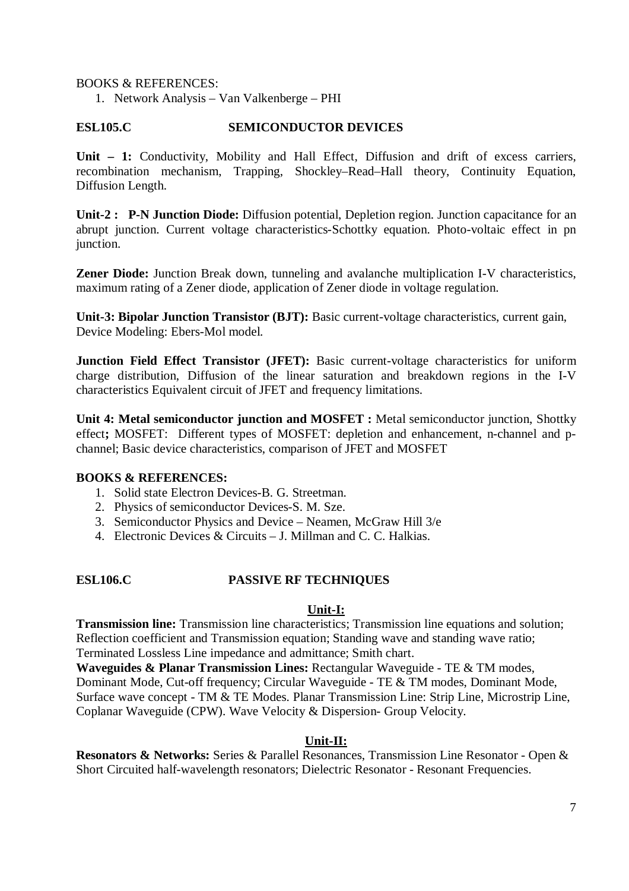BOOKS & REFERENCES:

1. Network Analysis – Van Valkenberge – PHI

## ESL105.C SEMICONDUCTOR DEVICES

**Unit – 1:** Conductivity, Mobility and Hall Effect, Diffusion and drift of excess carriers, recombination mechanism, Trapping, Shockley–Read–Hall theory, Continuity Equation, Diffusion Length.

**Unit-2 : P-N Junction Diode:** Diffusion potential, Depletion region. Junction capacitance for an abrupt junction. Current voltage characteristics-Schottky equation. Photo-voltaic effect in pn junction.

**Zener Diode:** Junction Break down, tunneling and avalanche multiplication I-V characteristics, maximum rating of a Zener diode, application of Zener diode in voltage regulation.

**Unit-3: Bipolar Junction Transistor (BJT):** Basic current-voltage characteristics, current gain, Device Modeling: Ebers-Mol model.

**Junction Field Effect Transistor (JFET):** Basic current-voltage characteristics for uniform charge distribution, Diffusion of the linear saturation and breakdown regions in the I-V characteristics Equivalent circuit of JFET and frequency limitations.

**Unit 4: Metal semiconductor junction and MOSFET :** Metal semiconductor junction, Shottky effect**;** MOSFET: Different types of MOSFET: depletion and enhancement, n-channel and p-channel; Basic device characteristics, comparison of JFET and MOSFET

**BOOKS & REFERENCES:**

1. Solid state Electron Devices-B. G. Streetman.
2. Physics of semiconductor Devices-S. M. Sze.
3. Semiconductor Physics and Device – Neamen, McGraw Hill 3/e
4. Electronic Devices & Circuits – J. Millman and C. C. Halkias.

## ESL106.C PASSIVE RF TECHNIQUES

### Unit-I:

**Transmission line:** Transmission line characteristics; Transmission line equations and solution; Reflection coefficient and Transmission equation; Standing wave and standing wave ratio; Terminated Lossless Line impedance and admittance; Smith chart.

**Waveguides & Planar Transmission Lines:** Rectangular Waveguide - TE & TM modes, Dominant Mode, Cut-off frequency; Circular Waveguide - TE & TM modes, Dominant Mode, Surface wave concept - TM & TE Modes. Planar Transmission Line: Strip Line, Microstrip Line, Coplanar Waveguide (CPW). Wave Velocity & Dispersion- Group Velocity.

### Unit-II:

**Resonators & Networks:** Series & Parallel Resonances, Transmission Line Resonator - Open & Short Circuited half-wavelength resonators; Dielectric Resonator - Resonant Frequencies.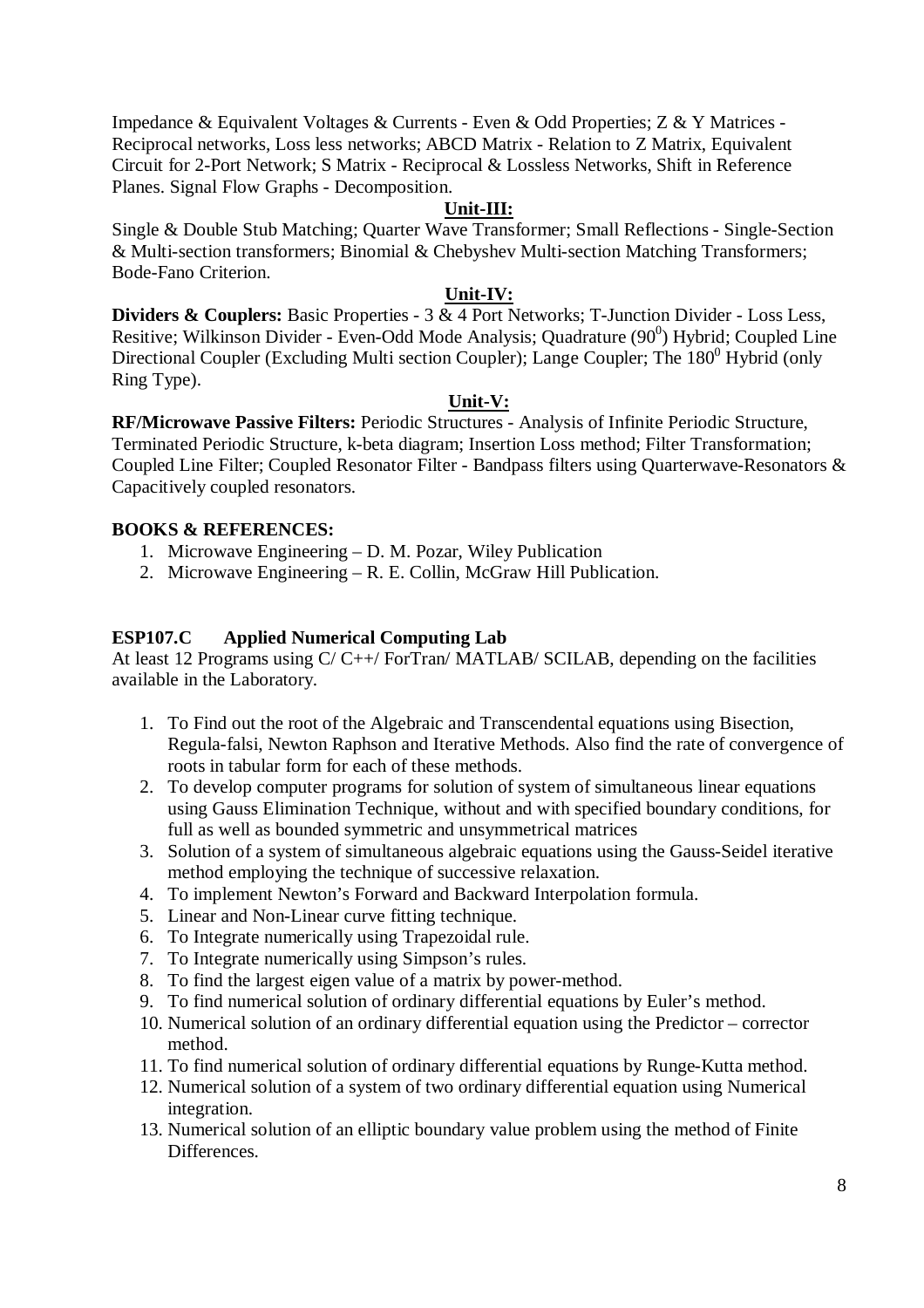Impedance & Equivalent Voltages & Currents - Even & Odd Properties; Z & Y Matrices - Reciprocal networks, Loss less networks; ABCD Matrix - Relation to Z Matrix, Equivalent Circuit for 2-Port Network; S Matrix - Reciprocal & Lossless Networks, Shift in Reference Planes. Signal Flow Graphs - Decomposition.

**Unit-III:**

Single & Double Stub Matching; Quarter Wave Transformer; Small Reflections - Single-Section & Multi-section transformers; Binomial & Chebyshev Multi-section Matching Transformers; Bode-Fano Criterion.

**Unit-IV:**

**Dividers & Couplers:** Basic Properties - 3 & 4 Port Networks; T-Junction Divider - Loss Less, Resitive; Wilkinson Divider - Even-Odd Mode Analysis; Quadrature ($90^0$) Hybrid; Coupled Line Directional Coupler (Excluding Multi section Coupler); Lange Coupler; The $180^0$ Hybrid (only Ring Type).

**Unit-V:**

**RF/Microwave Passive Filters:** Periodic Structures - Analysis of Infinite Periodic Structure, Terminated Periodic Structure, k-beta diagram; Insertion Loss method; Filter Transformation; Coupled Line Filter; Coupled Resonator Filter - Bandpass filters using Quarterwave-Resonators & Capacitively coupled resonators.

**BOOKS & REFERENCES:**

1. Microwave Engineering – D. M. Pozar, Wiley Publication
2. Microwave Engineering – R. E. Collin, McGraw Hill Publication.

**ESP107.C Applied Numerical Computing Lab**

At least 12 Programs using C/ C++/ ForTran/ MATLAB/ SCILAB, depending on the facilities available in the Laboratory.

1. To Find out the root of the Algebraic and Transcendental equations using Bisection, Regula-falsi, Newton Raphson and Iterative Methods. Also find the rate of convergence of roots in tabular form for each of these methods.
2. To develop computer programs for solution of system of simultaneous linear equations using Gauss Elimination Technique, without and with specified boundary conditions, for full as well as bounded symmetric and unsymmetrical matrices
3. Solution of a system of simultaneous algebraic equations using the Gauss-Seidel iterative method employing the technique of successive relaxation.
4. To implement Newton's Forward and Backward Interpolation formula.
5. Linear and Non-Linear curve fitting technique.
6. To Integrate numerically using Trapezoidal rule.
7. To Integrate numerically using Simpson's rules.
8. To find the largest eigen value of a matrix by power-method.
9. To find numerical solution of ordinary differential equations by Euler's method.
10. Numerical solution of an ordinary differential equation using the Predictor – corrector method.
11. To find numerical solution of ordinary differential equations by Runge-Kutta method.
12. Numerical solution of a system of two ordinary differential equation using Numerical integration.
13. Numerical solution of an elliptic boundary value problem using the method of Finite Differences.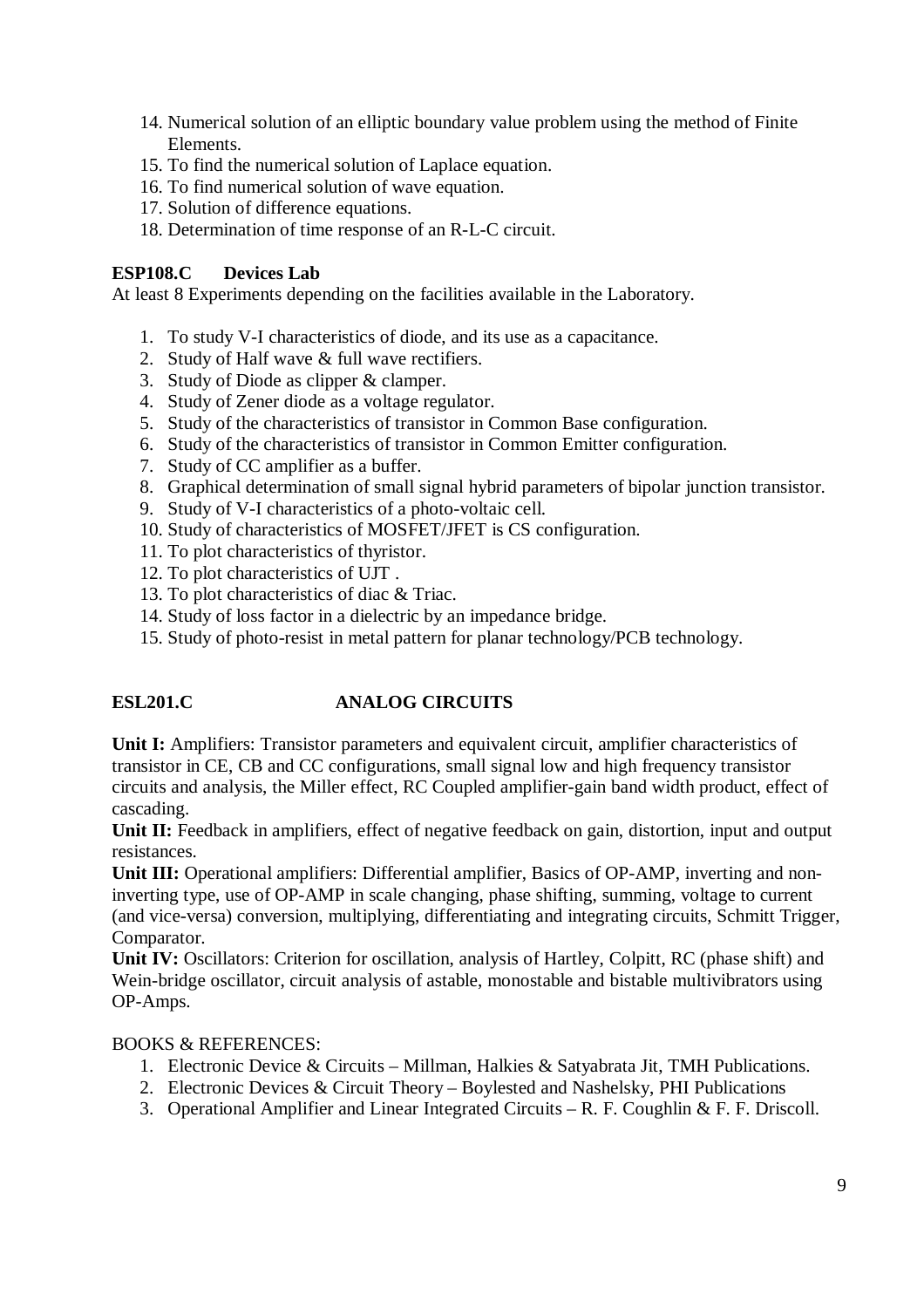14. Numerical solution of an elliptic boundary value problem using the method of Finite Elements.
15. To find the numerical solution of Laplace equation.
16. To find numerical solution of wave equation.
17. Solution of difference equations.
18. Determination of time response of an R-L-C circuit.

**ESP108.C Devices Lab**

At least 8 Experiments depending on the facilities available in the Laboratory.

1. To study V-I characteristics of diode, and its use as a capacitance.
2. Study of Half wave & full wave rectifiers.
3. Study of Diode as clipper & clamper.
4. Study of Zener diode as a voltage regulator.
5. Study of the characteristics of transistor in Common Base configuration.
6. Study of the characteristics of transistor in Common Emitter configuration.
7. Study of CC amplifier as a buffer.
8. Graphical determination of small signal hybrid parameters of bipolar junction transistor.
9. Study of V-I characteristics of a photo-voltaic cell.
10. Study of characteristics of MOSFET/JFET is CS configuration.
11. To plot characteristics of thyristor.
12. To plot characteristics of UJT .
13. To plot characteristics of diac & Triac.
14. Study of loss factor in a dielectric by an impedance bridge.
15. Study of photo-resist in metal pattern for planar technology/PCB technology.

**ESL201.C ANALOG CIRCUITS**

**Unit I:** Amplifiers: Transistor parameters and equivalent circuit, amplifier characteristics of transistor in CE, CB and CC configurations, small signal low and high frequency transistor circuits and analysis, the Miller effect, RC Coupled amplifier-gain band width product, effect of cascading.

**Unit II:** Feedback in amplifiers, effect of negative feedback on gain, distortion, input and output resistances.

**Unit III:** Operational amplifiers: Differential amplifier, Basics of OP-AMP, inverting and non-inverting type, use of OP-AMP in scale changing, phase shifting, summing, voltage to current (and vice-versa) conversion, multiplying, differentiating and integrating circuits, Schmitt Trigger, Comparator.

**Unit IV:** Oscillators: Criterion for oscillation, analysis of Hartley, Colpitt, RC (phase shift) and Wein-bridge oscillator, circuit analysis of astable, monostable and bistable multivibrators using OP-Amps.

BOOKS & REFERENCES:

1. Electronic Device & Circuits – Millman, Halkies & Satyabrata Jit, TMH Publications.
2. Electronic Devices & Circuit Theory – Boylested and Nashelsky, PHI Publications
3. Operational Amplifier and Linear Integrated Circuits – R. F. Coughlin & F. F. Driscoll.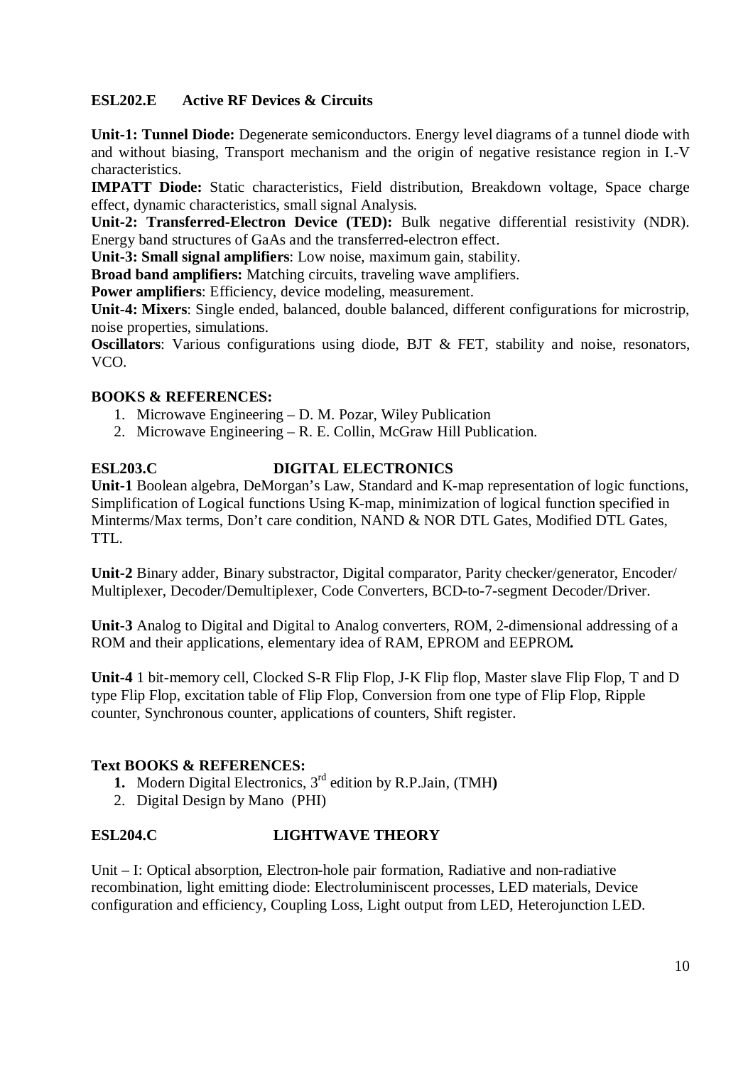## ESL202.E Active RF Devices & Circuits

**Unit-1: Tunnel Diode:** Degenerate semiconductors. Energy level diagrams of a tunnel diode with and without biasing, Transport mechanism and the origin of negative resistance region in I.-V characteristics.

**IMPATT Diode:** Static characteristics, Field distribution, Breakdown voltage, Space charge effect, dynamic characteristics, small signal Analysis.

**Unit-2: Transferred-Electron Device (TED):** Bulk negative differential resistivity (NDR). Energy band structures of GaAs and the transferred-electron effect.

**Unit-3: Small signal amplifiers**: Low noise, maximum gain, stability.

**Broad band amplifiers:** Matching circuits, traveling wave amplifiers.

**Power amplifiers**: Efficiency, device modeling, measurement.

**Unit-4: Mixers**: Single ended, balanced, double balanced, different configurations for microstrip, noise properties, simulations.

**Oscillators**: Various configurations using diode, BJT & FET, stability and noise, resonators, VCO.

### BOOKS & REFERENCES:

1. Microwave Engineering – D. M. Pozar, Wiley Publication
2. Microwave Engineering – R. E. Collin, McGraw Hill Publication.

## ESL203.C DIGITAL ELECTRONICS

**Unit-1** Boolean algebra, DeMorgan's Law, Standard and K-map representation of logic functions, Simplification of Logical functions Using K-map, minimization of logical function specified in Minterms/Max terms, Don't care condition, NAND & NOR DTL Gates, Modified DTL Gates, TTL.

**Unit-2** Binary adder, Binary substractor, Digital comparator, Parity checker/generator, Encoder/ Multiplexer, Decoder/Demultiplexer, Code Converters, BCD-to-7-segment Decoder/Driver.

**Unit-3** Analog to Digital and Digital to Analog converters, ROM, 2-dimensional addressing of a ROM and their applications, elementary idea of RAM, EPROM and EEPROM**.**

**Unit-4** 1 bit-memory cell, Clocked S-R Flip Flop, J-K Flip flop, Master slave Flip Flop, T and D type Flip Flop, excitation table of Flip Flop, Conversion from one type of Flip Flop, Ripple counter, Synchronous counter, applications of counters, Shift register.

### Text BOOKS & REFERENCES:

1. Modern Digital Electronics, 3rd edition by R.P.Jain, (TMH**)**
2. Digital Design by Mano (PHI)

## ESL204.C LIGHTWAVE THEORY

Unit – I: Optical absorption, Electron-hole pair formation, Radiative and non-radiative recombination, light emitting diode: Electroluminiscent processes, LED materials, Device configuration and efficiency, Coupling Loss, Light output from LED, Heterojunction LED.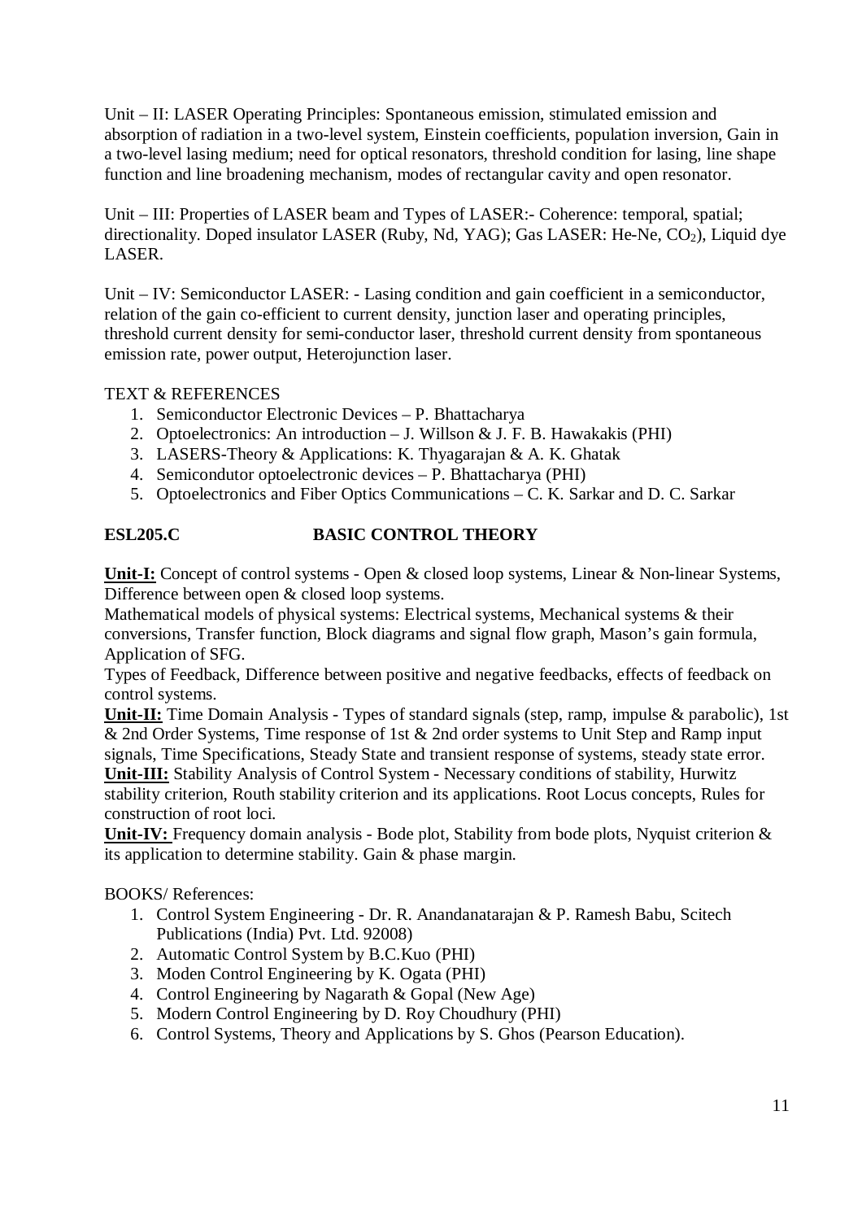Unit – II: LASER Operating Principles: Spontaneous emission, stimulated emission and absorption of radiation in a two-level system, Einstein coefficients, population inversion, Gain in a two-level lasing medium; need for optical resonators, threshold condition for lasing, line shape function and line broadening mechanism, modes of rectangular cavity and open resonator.

Unit – III: Properties of LASER beam and Types of LASER:- Coherence: temporal, spatial; directionality. Doped insulator LASER (Ruby, Nd, YAG); Gas LASER: He-Ne, $CO_2$), Liquid dye LASER.

Unit – IV: Semiconductor LASER: - Lasing condition and gain coefficient in a semiconductor, relation of the gain co-efficient to current density, junction laser and operating principles, threshold current density for semi-conductor laser, threshold current density from spontaneous emission rate, power output, Heterojunction laser.

TEXT & REFERENCES

1. Semiconductor Electronic Devices – P. Bhattacharya
2. Optoelectronics: An introduction – J. Willson & J. F. B. Hawakakis (PHI)
3. LASERS-Theory & Applications: K. Thyagarajan & A. K. Ghatak
4. Semicondutor optoelectronic devices – P. Bhattacharya (PHI)
5. Optoelectronics and Fiber Optics Communications – C. K. Sarkar and D. C. Sarkar

## ESL205.C BASIC CONTROL THEORY

**Unit-I:** Concept of control systems - Open & closed loop systems, Linear & Non-linear Systems, Difference between open & closed loop systems.
Mathematical models of physical systems: Electrical systems, Mechanical systems & their conversions, Transfer function, Block diagrams and signal flow graph, Mason's gain formula, Application of SFG.
Types of Feedback, Difference between positive and negative feedbacks, effects of feedback on control systems.
**Unit-II:** Time Domain Analysis - Types of standard signals (step, ramp, impulse & parabolic), 1st & 2nd Order Systems, Time response of 1st & 2nd order systems to Unit Step and Ramp input signals, Time Specifications, Steady State and transient response of systems, steady state error.
**Unit-III:** Stability Analysis of Control System - Necessary conditions of stability, Hurwitz stability criterion, Routh stability criterion and its applications. Root Locus concepts, Rules for construction of root loci.
**Unit-IV:** Frequency domain analysis - Bode plot, Stability from bode plots, Nyquist criterion & its application to determine stability. Gain & phase margin.

BOOKS/ References:

1. Control System Engineering - Dr. R. Anandanatarajan & P. Ramesh Babu, Scitech Publications (India) Pvt. Ltd. 92008)
2. Automatic Control System by B.C.Kuo (PHI)
3. Moden Control Engineering by K. Ogata (PHI)
4. Control Engineering by Nagarath & Gopal (New Age)
5. Modern Control Engineering by D. Roy Choudhury (PHI)
6. Control Systems, Theory and Applications by S. Ghos (Pearson Education).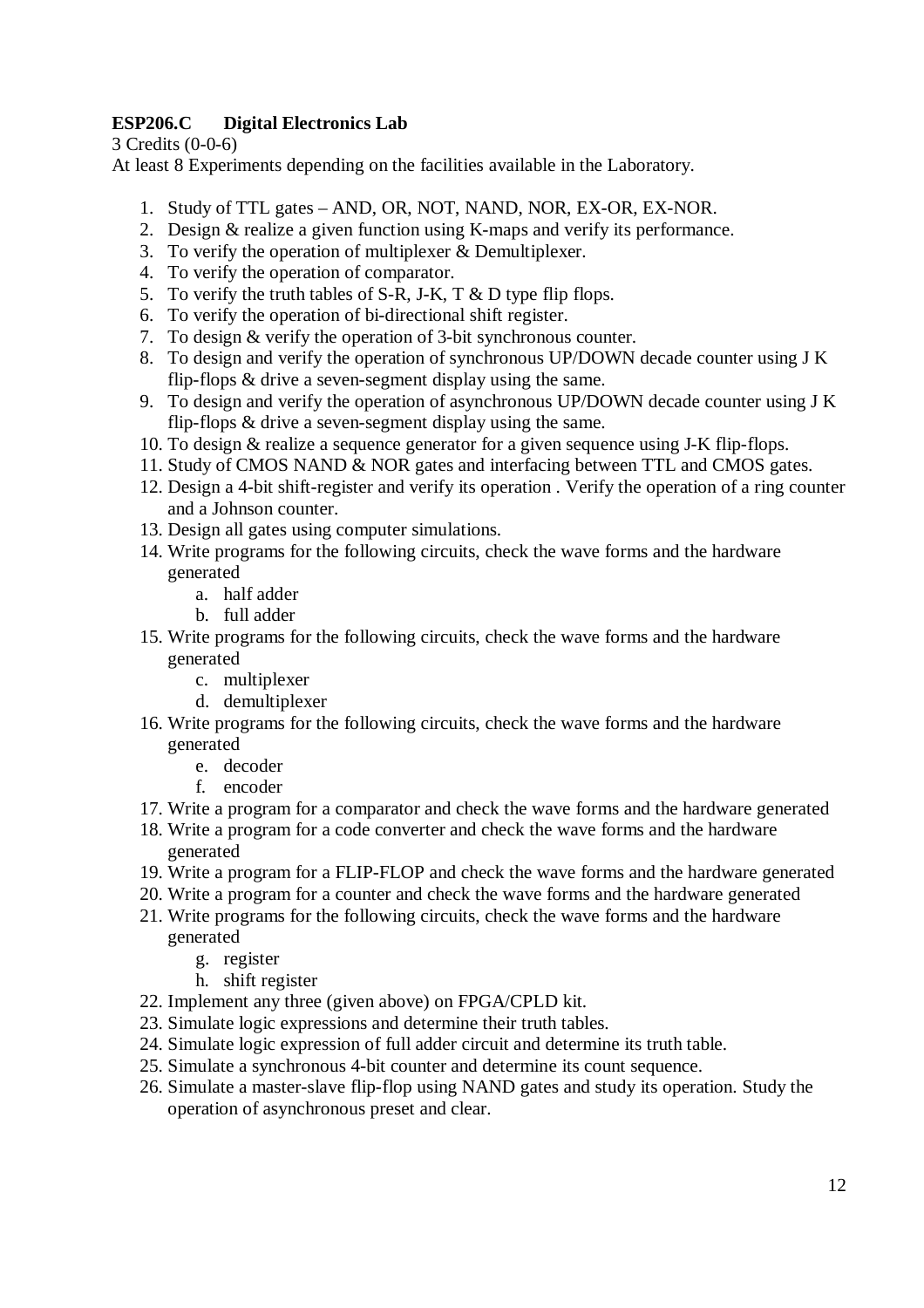**ESP206.C Digital Electronics Lab**

3 Credits (0-0-6)

At least 8 Experiments depending on the facilities available in the Laboratory.

1. Study of TTL gates – AND, OR, NOT, NAND, NOR, EX-OR, EX-NOR.
2. Design & realize a given function using K-maps and verify its performance.
3. To verify the operation of multiplexer & Demultiplexer.
4. To verify the operation of comparator.
5. To verify the truth tables of S-R, J-K, T & D type flip flops.
6. To verify the operation of bi-directional shift register.
7. To design & verify the operation of 3-bit synchronous counter.
8. To design and verify the operation of synchronous UP/DOWN decade counter using J K flip-flops & drive a seven-segment display using the same.
9. To design and verify the operation of asynchronous UP/DOWN decade counter using J K flip-flops & drive a seven-segment display using the same.
10. To design & realize a sequence generator for a given sequence using J-K flip-flops.
11. Study of CMOS NAND & NOR gates and interfacing between TTL and CMOS gates.
12. Design a 4-bit shift-register and verify its operation . Verify the operation of a ring counter and a Johnson counter.
13. Design all gates using computer simulations.
14. Write programs for the following circuits, check the wave forms and the hardware generated
    a. half adder
    b. full adder
15. Write programs for the following circuits, check the wave forms and the hardware generated
    c. multiplexer
    d. demultiplexer
16. Write programs for the following circuits, check the wave forms and the hardware generated
    e. decoder
    f. encoder
17. Write a program for a comparator and check the wave forms and the hardware generated
18. Write a program for a code converter and check the wave forms and the hardware generated
19. Write a program for a FLIP-FLOP and check the wave forms and the hardware generated
20. Write a program for a counter and check the wave forms and the hardware generated
21. Write programs for the following circuits, check the wave forms and the hardware generated
    g. register
    h. shift register
22. Implement any three (given above) on FPGA/CPLD kit.
23. Simulate logic expressions and determine their truth tables.
24. Simulate logic expression of full adder circuit and determine its truth table.
25. Simulate a synchronous 4-bit counter and determine its count sequence.
26. Simulate a master-slave flip-flop using NAND gates and study its operation. Study the operation of asynchronous preset and clear.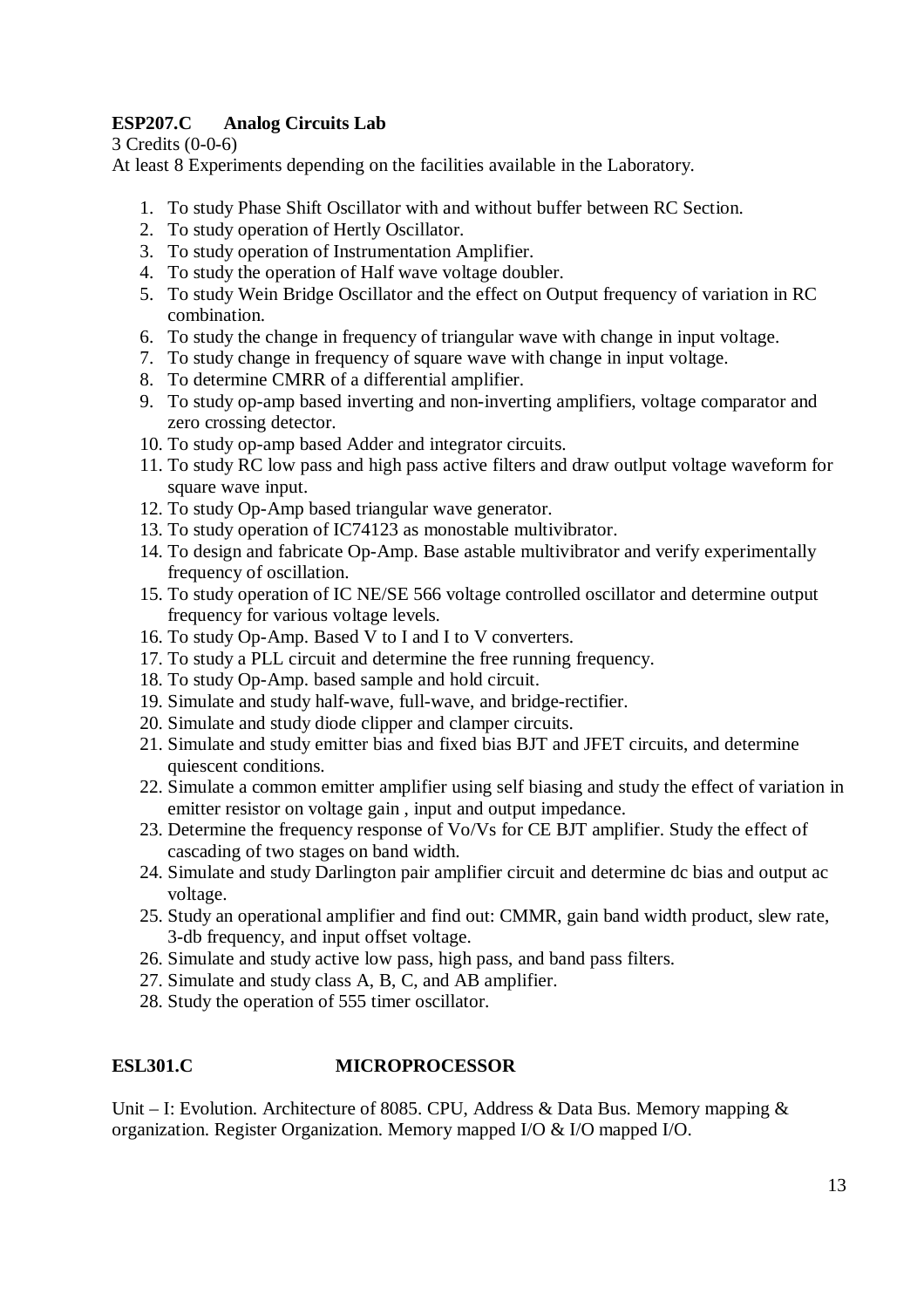**ESP207.C Analog Circuits Lab**

3 Credits (0-0-6)

At least 8 Experiments depending on the facilities available in the Laboratory.

1. To study Phase Shift Oscillator with and without buffer between RC Section.
2. To study operation of Hertly Oscillator.
3. To study operation of Instrumentation Amplifier.
4. To study the operation of Half wave voltage doubler.
5. To study Wein Bridge Oscillator and the effect on Output frequency of variation in RC combination.
6. To study the change in frequency of triangular wave with change in input voltage.
7. To study change in frequency of square wave with change in input voltage.
8. To determine CMRR of a differential amplifier.
9. To study op-amp based inverting and non-inverting amplifiers, voltage comparator and zero crossing detector.
10. To study op-amp based Adder and integrator circuits.
11. To study RC low pass and high pass active filters and draw outlput voltage waveform for square wave input.
12. To study Op-Amp based triangular wave generator.
13. To study operation of IC74123 as monostable multivibrator.
14. To design and fabricate Op-Amp. Base astable multivibrator and verify experimentally frequency of oscillation.
15. To study operation of IC NE/SE 566 voltage controlled oscillator and determine output frequency for various voltage levels.
16. To study Op-Amp. Based V to I and I to V converters.
17. To study a PLL circuit and determine the free running frequency.
18. To study Op-Amp. based sample and hold circuit.
19. Simulate and study half-wave, full-wave, and bridge-rectifier.
20. Simulate and study diode clipper and clamper circuits.
21. Simulate and study emitter bias and fixed bias BJT and JFET circuits, and determine quiescent conditions.
22. Simulate a common emitter amplifier using self biasing and study the effect of variation in emitter resistor on voltage gain , input and output impedance.
23. Determine the frequency response of Vo/Vs for CE BJT amplifier. Study the effect of cascading of two stages on band width.
24. Simulate and study Darlington pair amplifier circuit and determine dc bias and output ac voltage.
25. Study an operational amplifier and find out: CMMR, gain band width product, slew rate, 3-db frequency, and input offset voltage.
26. Simulate and study active low pass, high pass, and band pass filters.
27. Simulate and study class A, B, C, and AB amplifier.
28. Study the operation of 555 timer oscillator.

**ESL301.C MICROPROCESSOR**

Unit – I: Evolution. Architecture of 8085. CPU, Address & Data Bus. Memory mapping & organization. Register Organization. Memory mapped I/O & I/O mapped I/O.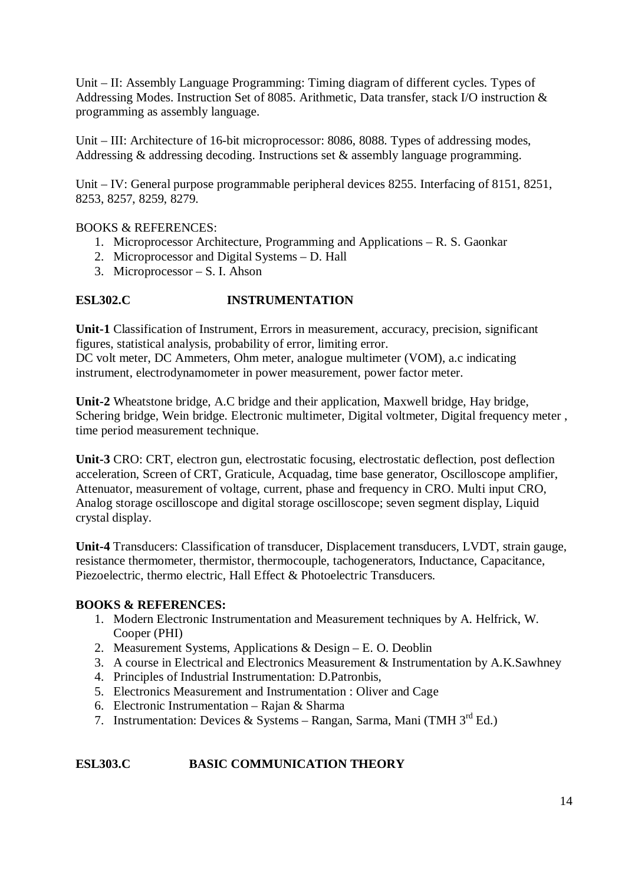Unit – II: Assembly Language Programming: Timing diagram of different cycles. Types of Addressing Modes. Instruction Set of 8085. Arithmetic, Data transfer, stack I/O instruction & programming as assembly language.

Unit – III: Architecture of 16-bit microprocessor: 8086, 8088. Types of addressing modes, Addressing & addressing decoding. Instructions set & assembly language programming.

Unit – IV: General purpose programmable peripheral devices 8255. Interfacing of 8151, 8251, 8253, 8257, 8259, 8279.

BOOKS & REFERENCES:

1. Microprocessor Architecture, Programming and Applications – R. S. Gaonkar
2. Microprocessor and Digital Systems – D. Hall
3. Microprocessor – S. I. Ahson

## ESL302.C INSTRUMENTATION

**Unit-1** Classification of Instrument, Errors in measurement, accuracy, precision, significant figures, statistical analysis, probability of error, limiting error.
DC volt meter, DC Ammeters, Ohm meter, analogue multimeter (VOM), a.c indicating instrument, electrodynamometer in power measurement, power factor meter.

**Unit-2** Wheatstone bridge, A.C bridge and their application, Maxwell bridge, Hay bridge, Schering bridge, Wein bridge. Electronic multimeter, Digital voltmeter, Digital frequency meter , time period measurement technique.

**Unit-3** CRO: CRT, electron gun, electrostatic focusing, electrostatic deflection, post deflection acceleration, Screen of CRT, Graticule, Acquadag, time base generator, Oscilloscope amplifier, Attenuator, measurement of voltage, current, phase and frequency in CRO. Multi input CRO, Analog storage oscilloscope and digital storage oscilloscope; seven segment display, Liquid crystal display.

**Unit-4** Transducers: Classification of transducer, Displacement transducers, LVDT, strain gauge, resistance thermometer, thermistor, thermocouple, tachogenerators, Inductance, Capacitance, Piezoelectric, thermo electric, Hall Effect & Photoelectric Transducers.

**BOOKS & REFERENCES:**

1. Modern Electronic Instrumentation and Measurement techniques by A. Helfrick, W. Cooper (PHI)
2. Measurement Systems, Applications & Design – E. O. Deoblin
3. A course in Electrical and Electronics Measurement & Instrumentation by A.K.Sawhney
4. Principles of Industrial Instrumentation: D.Patronbis,
5. Electronics Measurement and Instrumentation : Oliver and Cage
6. Electronic Instrumentation – Rajan & Sharma
7. Instrumentation: Devices & Systems – Rangan, Sarma, Mani (TMH 3rd Ed.)

## ESL303.C BASIC COMMUNICATION THEORY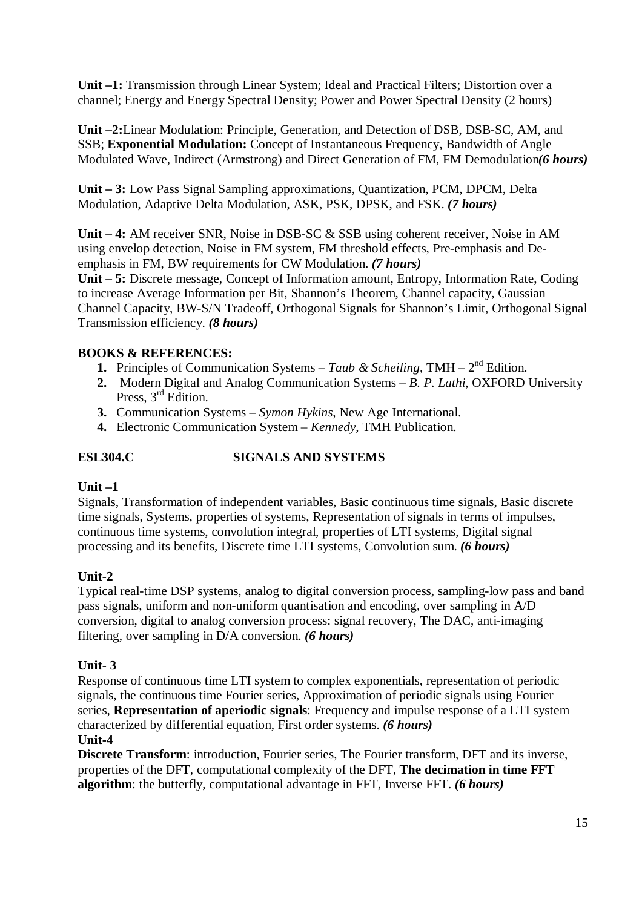**Unit –1:** Transmission through Linear System; Ideal and Practical Filters; Distortion over a channel; Energy and Energy Spectral Density; Power and Power Spectral Density (2 hours)

**Unit –2:**Linear Modulation: Principle, Generation, and Detection of DSB, DSB-SC, AM, and SSB; **Exponential Modulation:** Concept of Instantaneous Frequency, Bandwidth of Angle Modulated Wave, Indirect (Armstrong) and Direct Generation of FM, FM Demodulation***(6 hours)***

**Unit – 3:** Low Pass Signal Sampling approximations, Quantization, PCM, DPCM, Delta Modulation, Adaptive Delta Modulation, ASK, PSK, DPSK, and FSK. ***(7 hours)***

**Unit – 4:** AM receiver SNR, Noise in DSB-SC & SSB using coherent receiver, Noise in AM using envelop detection, Noise in FM system, FM threshold effects, Pre-emphasis and De-emphasis in FM, BW requirements for CW Modulation. ***(7 hours)***

**Unit – 5:** Discrete message, Concept of Information amount, Entropy, Information Rate, Coding to increase Average Information per Bit, Shannon's Theorem, Channel capacity, Gaussian Channel Capacity, BW-S/N Tradeoff, Orthogonal Signals for Shannon's Limit, Orthogonal Signal Transmission efficiency. ***(8 hours)***

**BOOKS & REFERENCES:**

1. Principles of Communication Systems – *Taub & Scheiling*, TMH – 2nd Edition.
2. Modern Digital and Analog Communication Systems – *B. P. Lathi*, OXFORD University Press, 3rd Edition.
3. Communication Systems – *Symon Hykins*, New Age International.
4. Electronic Communication System – *Kennedy*, TMH Publication.

## ESL304.C SIGNALS AND SYSTEMS

**Unit –1**

Signals, Transformation of independent variables, Basic continuous time signals, Basic discrete time signals, Systems, properties of systems, Representation of signals in terms of impulses, continuous time systems, convolution integral, properties of LTI systems, Digital signal processing and its benefits, Discrete time LTI systems, Convolution sum. ***(6 hours)***

**Unit-2**

Typical real-time DSP systems, analog to digital conversion process, sampling-low pass and band pass signals, uniform and non-uniform quantisation and encoding, over sampling in A/D conversion, digital to analog conversion process: signal recovery, The DAC, anti-imaging filtering, over sampling in D/A conversion. ***(6 hours)***

**Unit- 3**

Response of continuous time LTI system to complex exponentials, representation of periodic signals, the continuous time Fourier series, Approximation of periodic signals using Fourier series, **Representation of aperiodic signals**: Frequency and impulse response of a LTI system characterized by differential equation, First order systems. ***(6 hours)***

**Unit-4**

**Discrete Transform**: introduction, Fourier series, The Fourier transform, DFT and its inverse, properties of the DFT, computational complexity of the DFT, **The decimation in time FFT algorithm**: the butterfly, computational advantage in FFT, Inverse FFT. ***(6 hours)***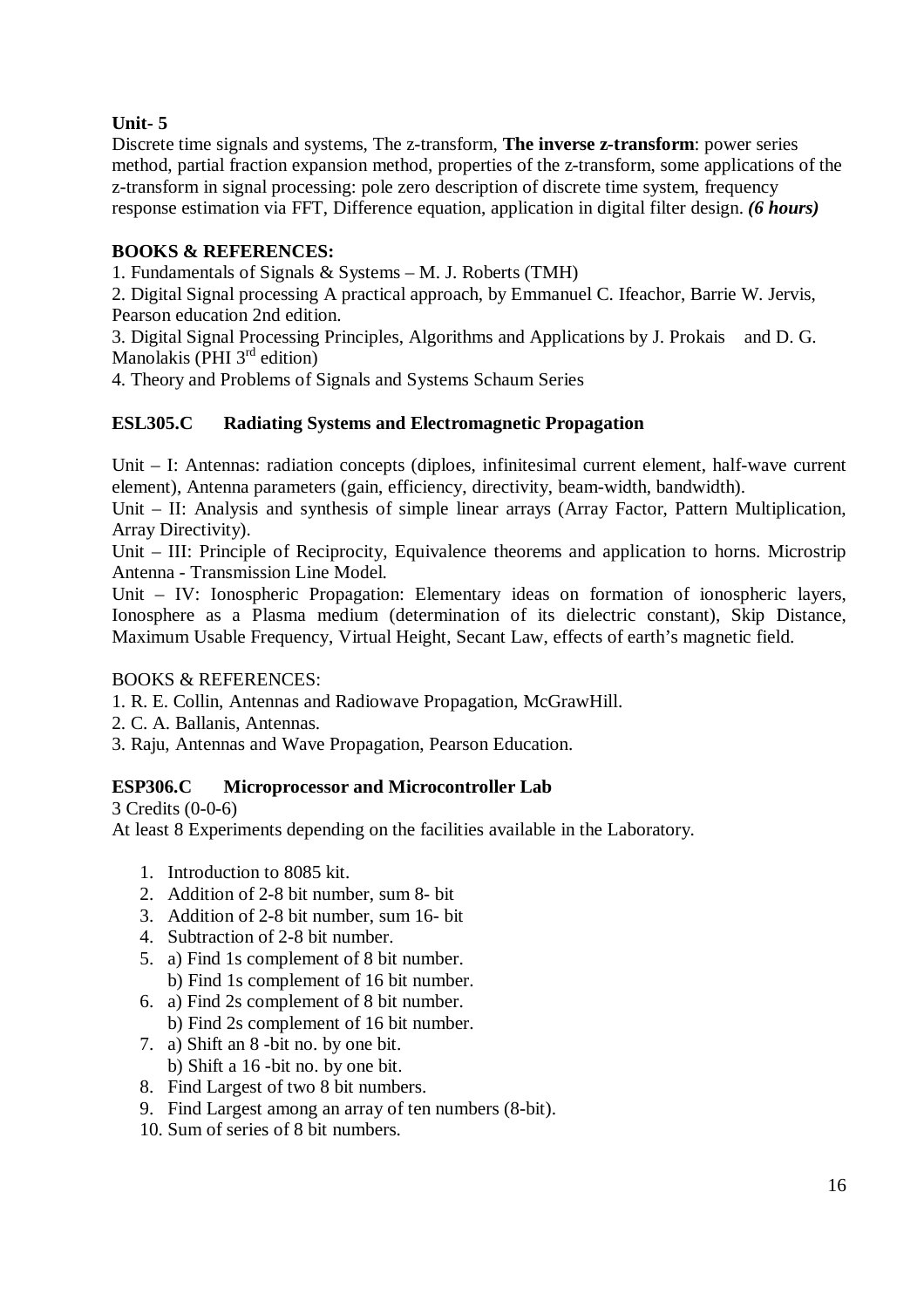**Unit- 5**

Discrete time signals and systems, The z-transform, **The inverse z-transform**: power series method, partial fraction expansion method, properties of the z-transform, some applications of the z-transform in signal processing: pole zero description of discrete time system, frequency response estimation via FFT, Difference equation, application in digital filter design. ***(6 hours)***

**BOOKS & REFERENCES:**

1. Fundamentals of Signals & Systems – M. J. Roberts (TMH)
2. Digital Signal processing A practical approach, by Emmanuel C. Ifeachor, Barrie W. Jervis, Pearson education 2nd edition.
3. Digital Signal Processing Principles, Algorithms and Applications by J. Prokais and D. G. Manolakis (PHI 3rd edition)
4. Theory and Problems of Signals and Systems Schaum Series

## ESL305.C Radiating Systems and Electromagnetic Propagation

Unit – I: Antennas: radiation concepts (diploes, infinitesimal current element, half-wave current element), Antenna parameters (gain, efficiency, directivity, beam-width, bandwidth).

Unit – II: Analysis and synthesis of simple linear arrays (Array Factor, Pattern Multiplication, Array Directivity).

Unit – III: Principle of Reciprocity, Equivalence theorems and application to horns. Microstrip Antenna - Transmission Line Model.

Unit – IV: Ionospheric Propagation: Elementary ideas on formation of ionospheric layers, Ionosphere as a Plasma medium (determination of its dielectric constant), Skip Distance, Maximum Usable Frequency, Virtual Height, Secant Law, effects of earth's magnetic field.

BOOKS & REFERENCES:

1. R. E. Collin, Antennas and Radiowave Propagation, McGrawHill.
2. C. A. Ballanis, Antennas.
3. Raju, Antennas and Wave Propagation, Pearson Education.

## ESP306.C Microprocessor and Microcontroller Lab

3 Credits (0-0-6)

At least 8 Experiments depending on the facilities available in the Laboratory.

1. Introduction to 8085 kit.
2. Addition of 2-8 bit number, sum 8- bit
3. Addition of 2-8 bit number, sum 16- bit
4. Subtraction of 2-8 bit number.
5. a) Find 1s complement of 8 bit number.
   b) Find 1s complement of 16 bit number.
6. a) Find 2s complement of 8 bit number.
   b) Find 2s complement of 16 bit number.
7. a) Shift an 8 -bit no. by one bit.
   b) Shift a 16 -bit no. by one bit.
8. Find Largest of two 8 bit numbers.
9. Find Largest among an array of ten numbers (8-bit).
10. Sum of series of 8 bit numbers.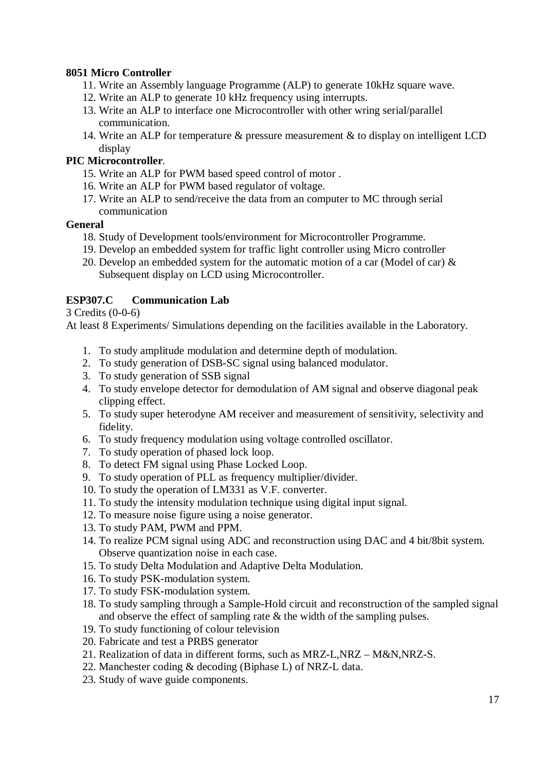**8051 Micro Controller**

11. Write an Assembly language Programme (ALP) to generate 10kHz square wave.
12. Write an ALP to generate 10 kHz frequency using interrupts.
13. Write an ALP to interface one Microcontroller with other wring serial/parallel communication.
14. Write an ALP for temperature & pressure measurement & to display on intelligent LCD display

**PIC Microcontroller**.

15. Write an ALP for PWM based speed control of motor .
16. Write an ALP for PWM based regulator of voltage.
17. Write an ALP to send/receive the data from an computer to MC through serial communication

**General**

18. Study of Development tools/environment for Microcontroller Programme.
19. Develop an embedded system for traffic light controller using Micro controller
20. Develop an embedded system for the automatic motion of a car (Model of car) & Subsequent display on LCD using Microcontroller.

**ESP307.C Communication Lab**

3 Credits (0-0-6)

At least 8 Experiments/ Simulations depending on the facilities available in the Laboratory.

1. To study amplitude modulation and determine depth of modulation.
2. To study generation of DSB-SC signal using balanced modulator.
3. To study generation of SSB signal
4. To study envelope detector for demodulation of AM signal and observe diagonal peak clipping effect.
5. To study super heterodyne AM receiver and measurement of sensitivity, selectivity and fidelity.
6. To study frequency modulation using voltage controlled oscillator.
7. To study operation of phased lock loop.
8. To detect FM signal using Phase Locked Loop.
9. To study operation of PLL as frequency multiplier/divider.
10. To study the operation of LM331 as V.F. converter.
11. To study the intensity modulation technique using digital input signal.
12. To measure noise figure using a noise generator.
13. To study PAM, PWM and PPM.
14. To realize PCM signal using ADC and reconstruction using DAC and 4 bit/8bit system. Observe quantization noise in each case.
15. To study Delta Modulation and Adaptive Delta Modulation.
16. To study PSK-modulation system.
17. To study FSK-modulation system.
18. To study sampling through a Sample-Hold circuit and reconstruction of the sampled signal and observe the effect of sampling rate & the width of the sampling pulses.
19. To study functioning of colour television
20. Fabricate and test a PRBS generator
21. Realization of data in different forms, such as MRZ-L,NRZ – M&N,NRZ-S.
22. Manchester coding & decoding (Biphase L) of NRZ-L data.
23. Study of wave guide components.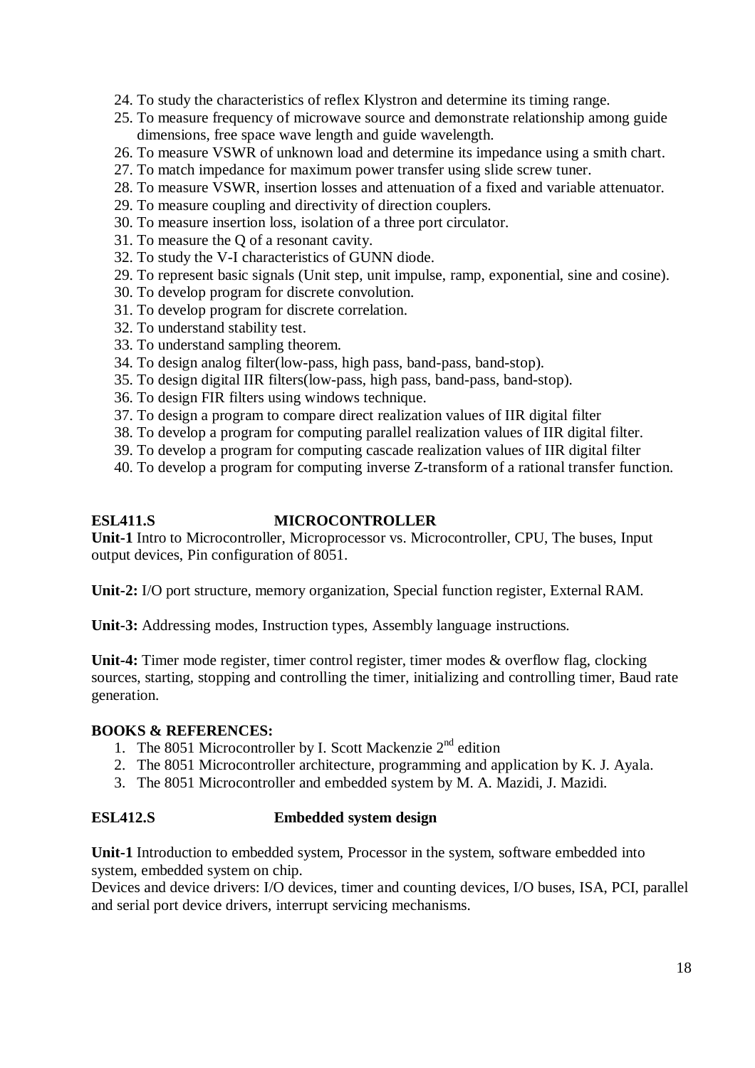24. To study the characteristics of reflex Klystron and determine its timing range.
25. To measure frequency of microwave source and demonstrate relationship among guide dimensions, free space wave length and guide wavelength.
26. To measure VSWR of unknown load and determine its impedance using a smith chart.
27. To match impedance for maximum power transfer using slide screw tuner.
28. To measure VSWR, insertion losses and attenuation of a fixed and variable attenuator.
29. To measure coupling and directivity of direction couplers.
30. To measure insertion loss, isolation of a three port circulator.
31. To measure the Q of a resonant cavity.
32. To study the V-I characteristics of GUNN diode.

29. To represent basic signals (Unit step, unit impulse, ramp, exponential, sine and cosine).
30. To develop program for discrete convolution.
31. To develop program for discrete correlation.
32. To understand stability test.
33. To understand sampling theorem.
34. To design analog filter(low-pass, high pass, band-pass, band-stop).
35. To design digital IIR filters(low-pass, high pass, band-pass, band-stop).
36. To design FIR filters using windows technique.
37. To design a program to compare direct realization values of IIR digital filter
38. To develop a program for computing parallel realization values of IIR digital filter.
39. To develop a program for computing cascade realization values of IIR digital filter
40. To develop a program for computing inverse Z-transform of a rational transfer function.

## ESL411.S MICROCONTROLLER

**Unit-1** Intro to Microcontroller, Microprocessor vs. Microcontroller, CPU, The buses, Input output devices, Pin configuration of 8051.

**Unit-2:** I/O port structure, memory organization, Special function register, External RAM.

**Unit-3:** Addressing modes, Instruction types, Assembly language instructions.

**Unit-4:** Timer mode register, timer control register, timer modes & overflow flag, clocking sources, starting, stopping and controlling the timer, initializing and controlling timer, Baud rate generation.

**BOOKS & REFERENCES:**

1. The 8051 Microcontroller by I. Scott Mackenzie 2nd edition
2. The 8051 Microcontroller architecture, programming and application by K. J. Ayala.
3. The 8051 Microcontroller and embedded system by M. A. Mazidi, J. Mazidi.

## ESL412.S Embedded system design

**Unit-1** Introduction to embedded system, Processor in the system, software embedded into system, embedded system on chip.

Devices and device drivers: I/O devices, timer and counting devices, I/O buses, ISA, PCI, parallel and serial port device drivers, interrupt servicing mechanisms.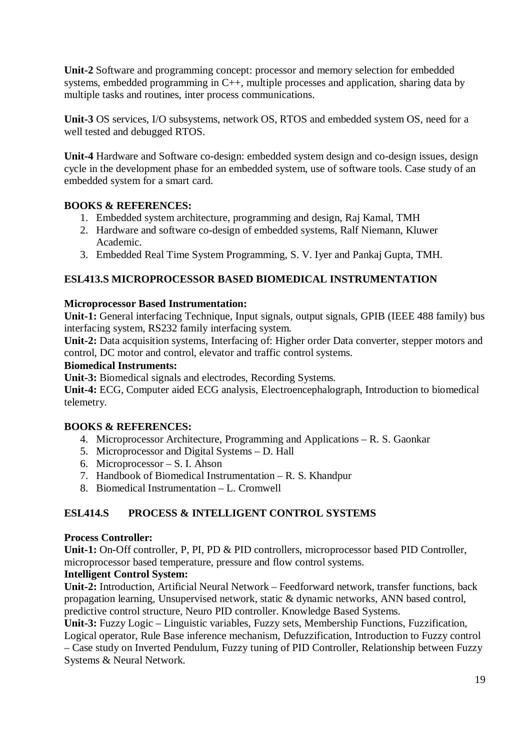**Unit-2** Software and programming concept: processor and memory selection for embedded systems, embedded programming in C++, multiple processes and application, sharing data by multiple tasks and routines, inter process communications.

**Unit-3** OS services, I/O subsystems, network OS, RTOS and embedded system OS, need for a well tested and debugged RTOS.

**Unit-4** Hardware and Software co-design: embedded system design and co-design issues, design cycle in the development phase for an embedded system, use of software tools. Case study of an embedded system for a smart card.

**BOOKS & REFERENCES:**

1. Embedded system architecture, programming and design, Raj Kamal, TMH
2. Hardware and software co-design of embedded systems, Ralf Niemann, Kluwer Academic.
3. Embedded Real Time System Programming, S. V. Iyer and Pankaj Gupta, TMH.

## ESL413.S MICROPROCESSOR BASED BIOMEDICAL INSTRUMENTATION

**Microprocessor Based Instrumentation:**

**Unit-1:** General interfacing Technique, Input signals, output signals, GPIB (IEEE 488 family) bus interfacing system, RS232 family interfacing system.

**Unit-2:** Data acquisition systems, Interfacing of: Higher order Data converter, stepper motors and control, DC motor and control, elevator and traffic control systems.

**Biomedical Instruments:**

**Unit-3:** Biomedical signals and electrodes, Recording Systems.

**Unit-4:** ECG, Computer aided ECG analysis, Electroencephalograph, Introduction to biomedical telemetry.

**BOOKS & REFERENCES:**

4. Microprocessor Architecture, Programming and Applications – R. S. Gaonkar
5. Microprocessor and Digital Systems – D. Hall
6. Microprocessor – S. I. Ahson
7. Handbook of Biomedical Instrumentation – R. S. Khandpur
8. Biomedical Instrumentation – L. Cromwell

## ESL414.S PROCESS & INTELLIGENT CONTROL SYSTEMS

**Process Controller:**

**Unit-1:** On-Off controller, P, PI, PD & PID controllers, microprocessor based PID Controller, microprocessor based temperature, pressure and flow control systems.

**Intelligent Control System:**

**Unit-2:** Introduction, Artificial Neural Network – Feedforward network, transfer functions, back propagation learning, Unsupervised network, static & dynamic networks, ANN based control, predictive control structure, Neuro PID controller. Knowledge Based Systems.

**Unit-3:** Fuzzy Logic – Linguistic variables, Fuzzy sets, Membership Functions, Fuzzification, Logical operator, Rule Base inference mechanism, Defuzzification, Introduction to Fuzzy control – Case study on Inverted Pendulum, Fuzzy tuning of PID Controller, Relationship between Fuzzy Systems & Neural Network.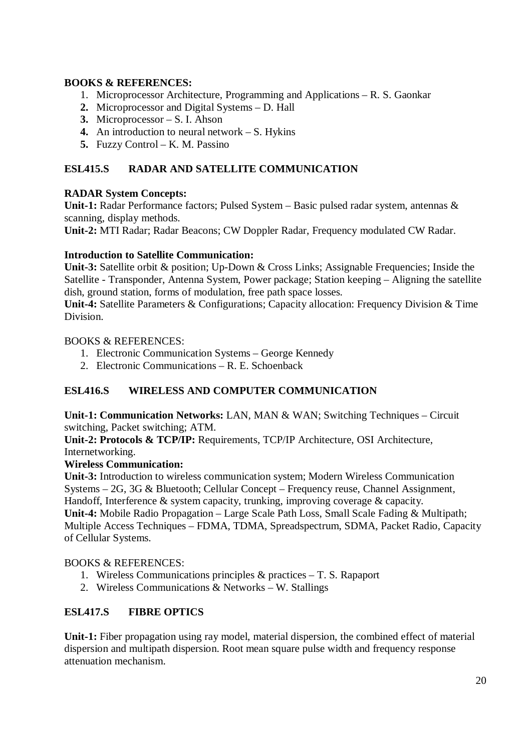**BOOKS & REFERENCES:**

1. Microprocessor Architecture, Programming and Applications – R. S. Gaonkar
2. Microprocessor and Digital Systems – D. Hall
3. Microprocessor – S. I. Ahson
4. An introduction to neural network – S. Hykins
5. Fuzzy Control – K. M. Passino

## ESL415.S RADAR AND SATELLITE COMMUNICATION

**RADAR System Concepts:**

**Unit-1:** Radar Performance factors; Pulsed System – Basic pulsed radar system, antennas & scanning, display methods.

**Unit-2:** MTI Radar; Radar Beacons; CW Doppler Radar, Frequency modulated CW Radar.

**Introduction to Satellite Communication:**

**Unit-3:** Satellite orbit & position; Up-Down & Cross Links; Assignable Frequencies; Inside the Satellite - Transponder, Antenna System, Power package; Station keeping – Aligning the satellite dish, ground station, forms of modulation, free path space losses.

**Unit-4:** Satellite Parameters & Configurations; Capacity allocation: Frequency Division & Time Division.

BOOKS & REFERENCES:

1. Electronic Communication Systems – George Kennedy
2. Electronic Communications – R. E. Schoenback

## ESL416.S WIRELESS AND COMPUTER COMMUNICATION

**Unit-1: Communication Networks:** LAN, MAN & WAN; Switching Techniques – Circuit switching, Packet switching; ATM.

**Unit-2: Protocols & TCP/IP:** Requirements, TCP/IP Architecture, OSI Architecture, Internetworking.

**Wireless Communication:**

**Unit-3:** Introduction to wireless communication system; Modern Wireless Communication Systems – 2G, 3G & Bluetooth; Cellular Concept – Frequency reuse, Channel Assignment, Handoff, Interference & system capacity, trunking, improving coverage & capacity.

**Unit-4:** Mobile Radio Propagation – Large Scale Path Loss, Small Scale Fading & Multipath; Multiple Access Techniques – FDMA, TDMA, Spreadspectrum, SDMA, Packet Radio, Capacity of Cellular Systems.

BOOKS & REFERENCES:

1. Wireless Communications principles & practices – T. S. Rapaport
2. Wireless Communications & Networks – W. Stallings

## ESL417.S FIBRE OPTICS

**Unit-1:** Fiber propagation using ray model, material dispersion, the combined effect of material dispersion and multipath dispersion. Root mean square pulse width and frequency response attenuation mechanism.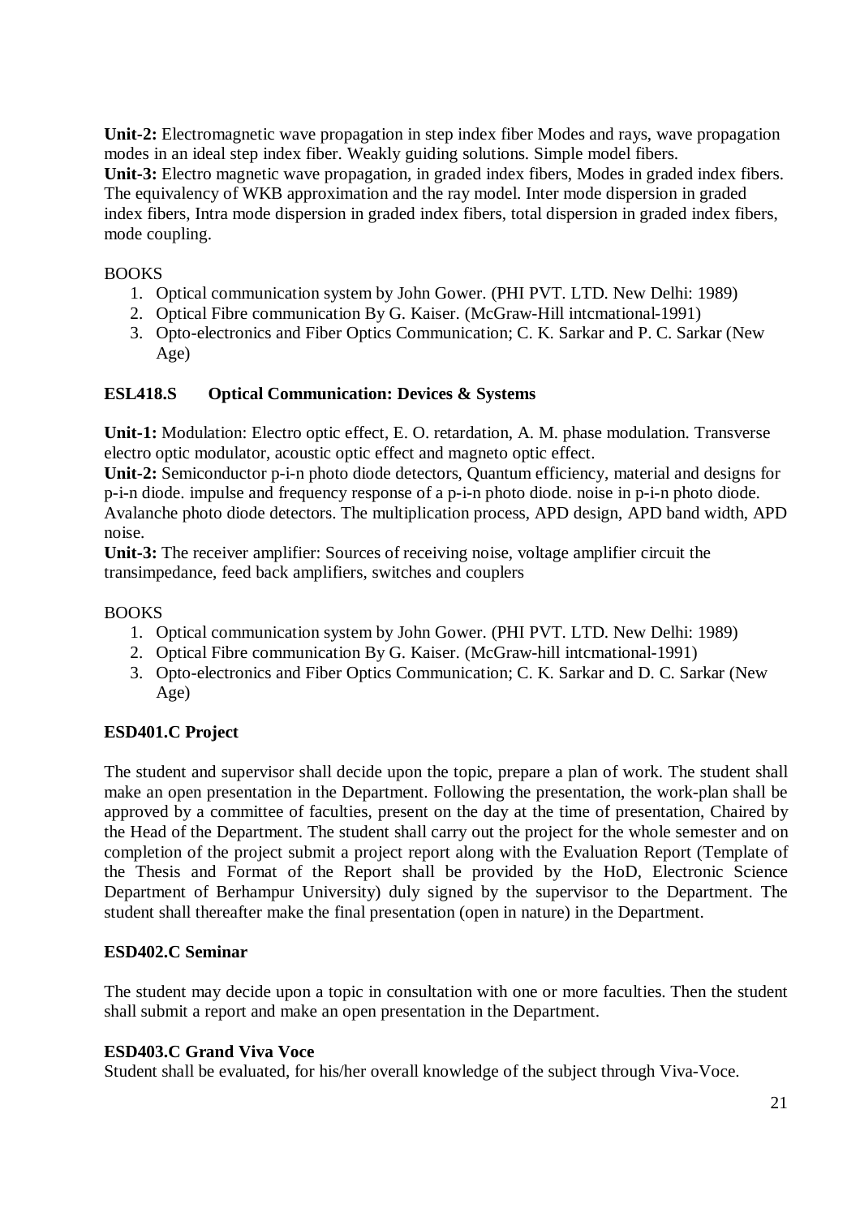**Unit-2:** Electromagnetic wave propagation in step index fiber Modes and rays, wave propagation modes in an ideal step index fiber. Weakly guiding solutions. Simple model fibers.
**Unit-3:** Electro magnetic wave propagation, in graded index fibers, Modes in graded index fibers. The equivalency of WKB approximation and the ray model. Inter mode dispersion in graded index fibers, Intra mode dispersion in graded index fibers, total dispersion in graded index fibers, mode coupling.

BOOKS

1. Optical communication system by John Gower. (PHI PVT. LTD. New Delhi: 1989)
2. Optical Fibre communication By G. Kaiser. (McGraw-Hill intcmational-1991)
3. Opto-electronics and Fiber Optics Communication; C. K. Sarkar and P. C. Sarkar (New Age)

**ESL418.S Optical Communication: Devices & Systems**

**Unit-1:** Modulation: Electro optic effect, E. O. retardation, A. M. phase modulation. Transverse electro optic modulator, acoustic optic effect and magneto optic effect.
**Unit-2:** Semiconductor p-i-n photo diode detectors, Quantum efficiency, material and designs for p-i-n diode. impulse and frequency response of a p-i-n photo diode. noise in p-i-n photo diode. Avalanche photo diode detectors. The multiplication process, APD design, APD band width, APD noise.
**Unit-3:** The receiver amplifier: Sources of receiving noise, voltage amplifier circuit the transimpedance, feed back amplifiers, switches and couplers

BOOKS

1. Optical communication system by John Gower. (PHI PVT. LTD. New Delhi: 1989)
2. Optical Fibre communication By G. Kaiser. (McGraw-hill intcmational-1991)
3. Opto-electronics and Fiber Optics Communication; C. K. Sarkar and D. C. Sarkar (New Age)

**ESD401.C Project**

The student and supervisor shall decide upon the topic, prepare a plan of work. The student shall make an open presentation in the Department. Following the presentation, the work-plan shall be approved by a committee of faculties, present on the day at the time of presentation, Chaired by the Head of the Department. The student shall carry out the project for the whole semester and on completion of the project submit a project report along with the Evaluation Report (Template of the Thesis and Format of the Report shall be provided by the HoD, Electronic Science Department of Berhampur University) duly signed by the supervisor to the Department. The student shall thereafter make the final presentation (open in nature) in the Department.

**ESD402.C Seminar**

The student may decide upon a topic in consultation with one or more faculties. Then the student shall submit a report and make an open presentation in the Department.

**ESD403.C Grand Viva Voce**
Student shall be evaluated, for his/her overall knowledge of the subject through Viva-Voce.